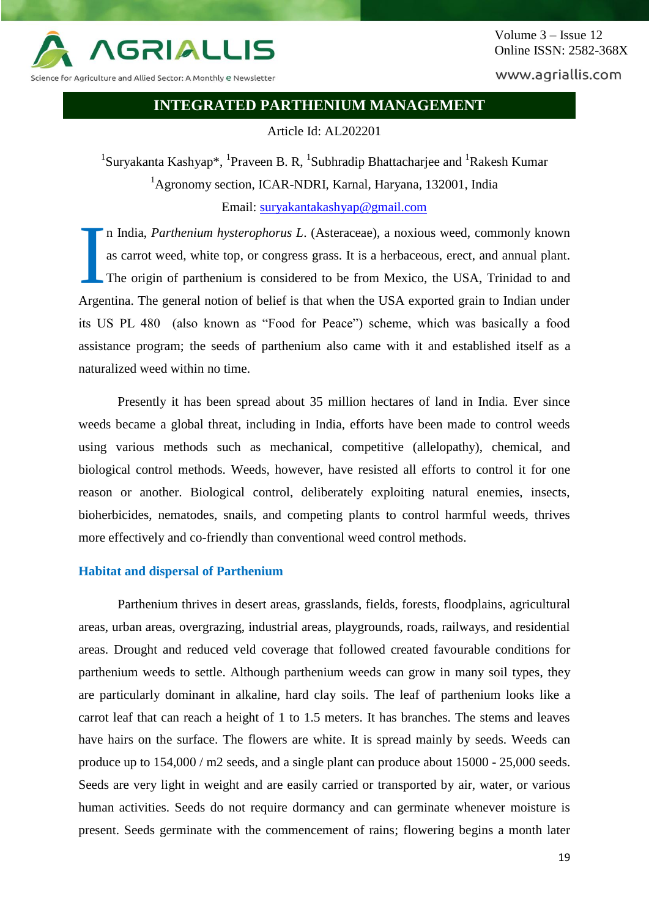# INTEGRATED PARTHENIUM MANAGEMENT

Article Id: AL202201

[1]Suryakanta Kashyap*, [1]Praveen B. R, [1]Subhradip Bhattacharjee and [1]Rakesh Kumar

[1]Agronomy section, ICAR-NDRI, Karnal, Haryana, 132001, India

Email: suryakantakashyap@gmail.com

In India, *Parthenium hysterophorus L*. (Asteraceae), a noxious weed, commonly known as carrot weed, white top, or congress grass. It is a herbaceous, erect, and annual plant. The origin of parthenium is considered to be from Mexico, the USA, Trinidad to and Argentina. The general notion of belief is that when the USA exported grain to Indian under its US PL 480 (also known as "Food for Peace") scheme, which was basically a food assistance program; the seeds of parthenium also came with it and established itself as a naturalized weed within no time.

Presently it has been spread about 35 million hectares of land in India. Ever since weeds became a global threat, including in India, efforts have been made to control weeds using various methods such as mechanical, competitive (allelopathy), chemical, and biological control methods. Weeds, however, have resisted all efforts to control it for one reason or another. Biological control, deliberately exploiting natural enemies, insects, bioherbicides, nematodes, snails, and competing plants to control harmful weeds, thrives more effectively and co-friendly than conventional weed control methods.

## Habitat and dispersal of Parthenium

Parthenium thrives in desert areas, grasslands, fields, forests, floodplains, agricultural areas, urban areas, overgrazing, industrial areas, playgrounds, roads, railways, and residential areas. Drought and reduced veld coverage that followed created favourable conditions for parthenium weeds to settle. Although parthenium weeds can grow in many soil types, they are particularly dominant in alkaline, hard clay soils. The leaf of parthenium looks like a carrot leaf that can reach a height of 1 to 1.5 meters. It has branches. The stems and leaves have hairs on the surface. The flowers are white. It is spread mainly by seeds. Weeds can produce up to 154,000 / m2 seeds, and a single plant can produce about 15000 - 25,000 seeds. Seeds are very light in weight and are easily carried or transported by air, water, or various human activities. Seeds do not require dormancy and can germinate whenever moisture is present. Seeds germinate with the commencement of rains; flowering begins a month later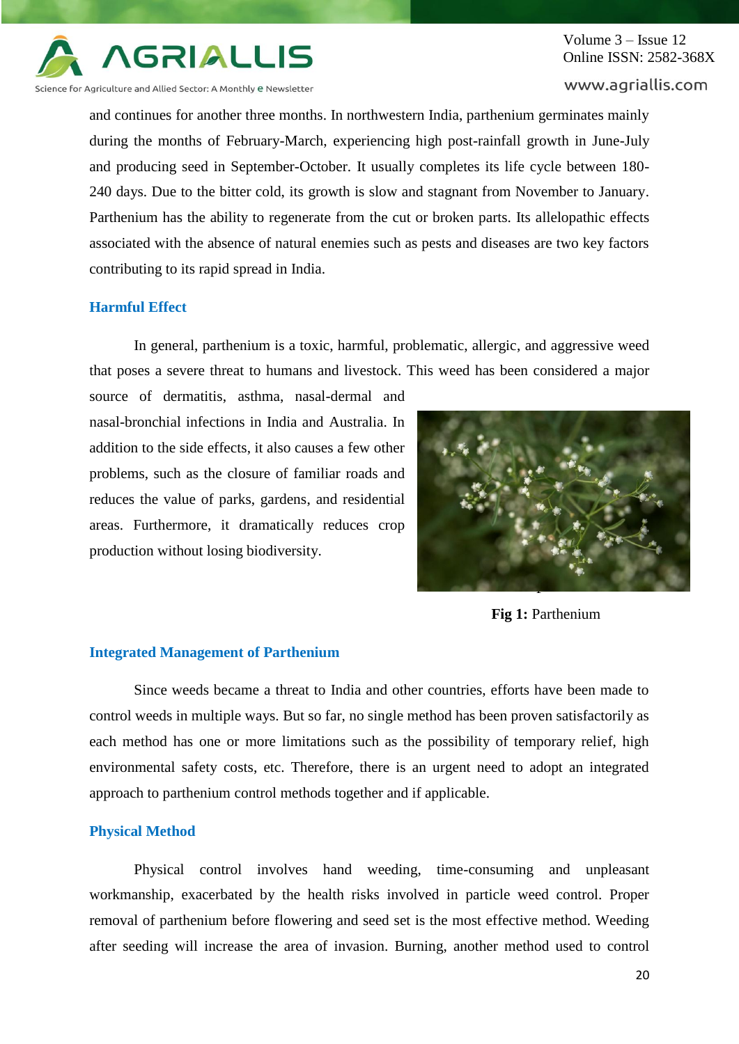and continues for another three months. In northwestern India, parthenium germinates mainly during the months of February-March, experiencing high post-rainfall growth in June-July and producing seed in September-October. It usually completes its life cycle between 180-240 days. Due to the bitter cold, its growth is slow and stagnant from November to January. Parthenium has the ability to regenerate from the cut or broken parts. Its allelopathic effects associated with the absence of natural enemies such as pests and diseases are two key factors contributing to its rapid spread in India.

## Harmful Effect

In general, parthenium is a toxic, harmful, problematic, allergic, and aggressive weed that poses a severe threat to humans and livestock. This weed has been considered a major source of dermatitis, asthma, nasal-dermal and nasal-bronchial infections in India and Australia. In addition to the side effects, it also causes a few other problems, such as the closure of familiar roads and reduces the value of parks, gardens, and residential areas. Furthermore, it dramatically reduces crop production without losing biodiversity.

**Fig 1:** Parthenium

## Integrated Management of Parthenium

Since weeds became a threat to India and other countries, efforts have been made to control weeds in multiple ways. But so far, no single method has been proven satisfactorily as each method has one or more limitations such as the possibility of temporary relief, high environmental safety costs, etc. Therefore, there is an urgent need to adopt an integrated approach to parthenium control methods together and if applicable.

## Physical Method

Physical control involves hand weeding, time-consuming and unpleasant workmanship, exacerbated by the health risks involved in particle weed control. Proper removal of parthenium before flowering and seed set is the most effective method. Weeding after seeding will increase the area of invasion. Burning, another method used to control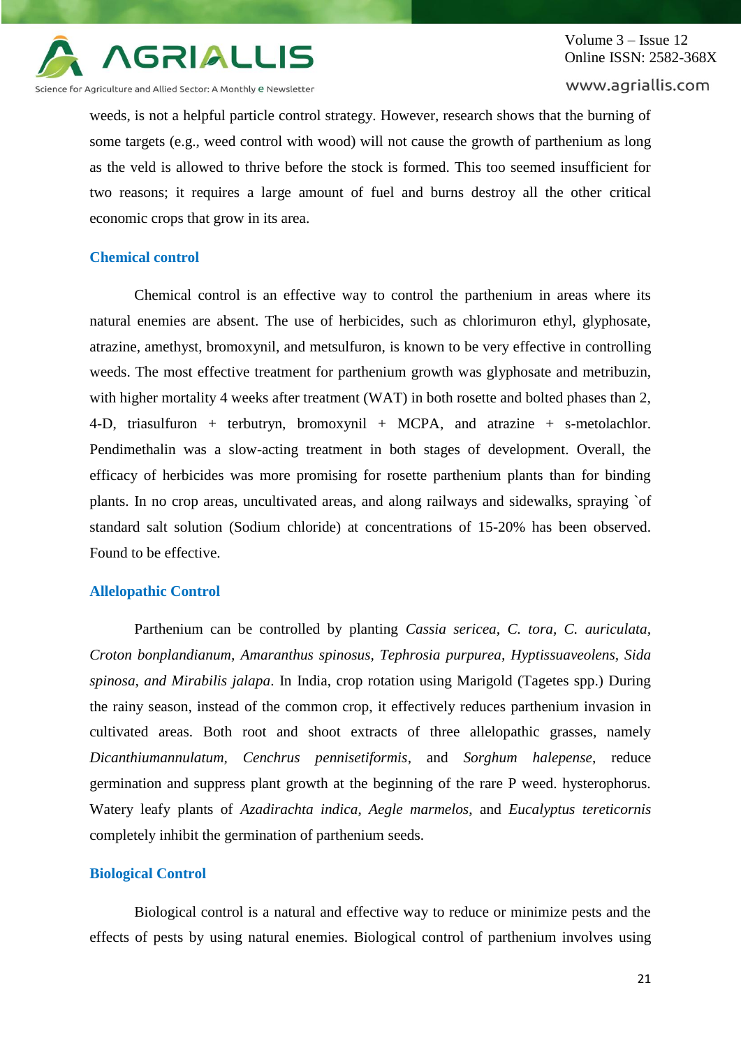weeds, is not a helpful particle control strategy. However, research shows that the burning of some targets (e.g., weed control with wood) will not cause the growth of parthenium as long as the veld is allowed to thrive before the stock is formed. This too seemed insufficient for two reasons; it requires a large amount of fuel and burns destroy all the other critical economic crops that grow in its area.

## Chemical control

Chemical control is an effective way to control the parthenium in areas where its natural enemies are absent. The use of herbicides, such as chlorimuron ethyl, glyphosate, atrazine, amethyst, bromoxynil, and metsulfuron, is known to be very effective in controlling weeds. The most effective treatment for parthenium growth was glyphosate and metribuzin, with higher mortality 4 weeks after treatment (WAT) in both rosette and bolted phases than 2, 4-D, triasulfuron + terbutryn, bromoxynil + MCPA, and atrazine + s-metolachlor. Pendimethalin was a slow-acting treatment in both stages of development. Overall, the efficacy of herbicides was more promising for rosette parthenium plants than for binding plants. In no crop areas, uncultivated areas, and along railways and sidewalks, spraying `of standard salt solution (Sodium chloride) at concentrations of 15-20% has been observed. Found to be effective.

## Allelopathic Control

Parthenium can be controlled by planting *Cassia sericea, C. tora, C. auriculata, Croton bonplandianum, Amaranthus spinosus, Tephrosia purpurea, Hyptissuaveolens, Sida spinosa, and Mirabilis jalapa*. In India, crop rotation using Marigold (Tagetes spp.) During the rainy season, instead of the common crop, it effectively reduces parthenium invasion in cultivated areas. Both root and shoot extracts of three allelopathic grasses, namely *Dicanthiumannulatum*, *Cenchrus pennisetiformis*, and *Sorghum halepense*, reduce germination and suppress plant growth at the beginning of the rare P weed. hysterophorus. Watery leafy plants of *Azadirachta indica*, *Aegle marmelos*, and *Eucalyptus tereticornis* completely inhibit the germination of parthenium seeds.

## Biological Control

Biological control is a natural and effective way to reduce or minimize pests and the effects of pests by using natural enemies. Biological control of parthenium involves using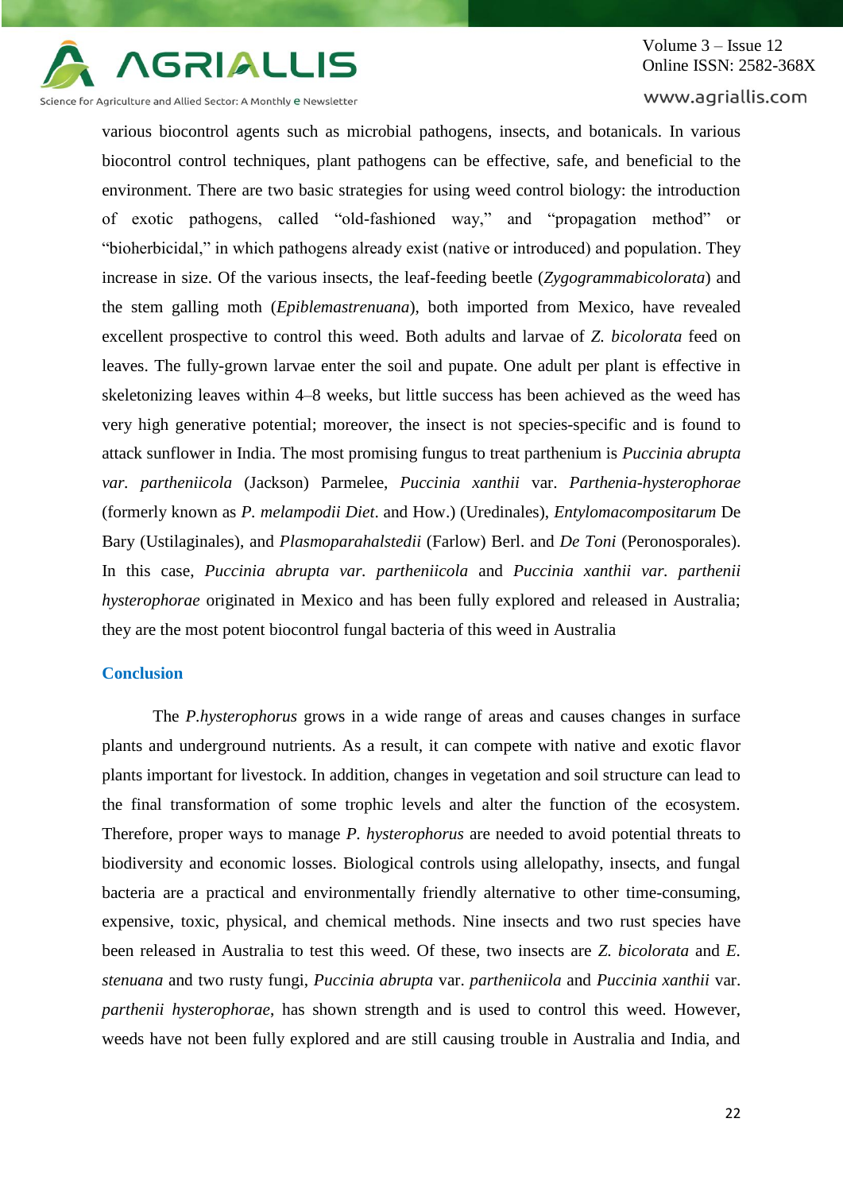various biocontrol agents such as microbial pathogens, insects, and botanicals. In various biocontrol control techniques, plant pathogens can be effective, safe, and beneficial to the environment. There are two basic strategies for using weed control biology: the introduction of exotic pathogens, called "old-fashioned way," and "propagation method" or "bioherbicidal," in which pathogens already exist (native or introduced) and population. They increase in size. Of the various insects, the leaf-feeding beetle (*Zygogrammabicolorata*) and the stem galling moth (*Epiblemastrenuana*), both imported from Mexico, have revealed excellent prospective to control this weed. Both adults and larvae of *Z. bicolorata* feed on leaves. The fully-grown larvae enter the soil and pupate. One adult per plant is effective in skeletonizing leaves within 4–8 weeks, but little success has been achieved as the weed has very high generative potential; moreover, the insect is not species-specific and is found to attack sunflower in India. The most promising fungus to treat parthenium is *Puccinia abrupta var. partheniicola* (Jackson) Parmelee, *Puccinia xanthii* var. *Parthenia-hysterophorae* (formerly known as *P. melampodii Diet*. and How.) (Uredinales), *Entylomacompositarum* De Bary (Ustilaginales), and *Plasmoparahalstedii* (Farlow) Berl. and *De Toni* (Peronosporales). In this case, *Puccinia abrupta var. partheniicola* and *Puccinia xanthii var. parthenii hysterophorae* originated in Mexico and has been fully explored and released in Australia; they are the most potent biocontrol fungal bacteria of this weed in Australia

## Conclusion

The *P.hysterophorus* grows in a wide range of areas and causes changes in surface plants and underground nutrients. As a result, it can compete with native and exotic flavor plants important for livestock. In addition, changes in vegetation and soil structure can lead to the final transformation of some trophic levels and alter the function of the ecosystem. Therefore, proper ways to manage *P. hysterophorus* are needed to avoid potential threats to biodiversity and economic losses. Biological controls using allelopathy, insects, and fungal bacteria are a practical and environmentally friendly alternative to other time-consuming, expensive, toxic, physical, and chemical methods. Nine insects and two rust species have been released in Australia to test this weed. Of these, two insects are *Z. bicolorata* and *E. stenuana* and two rusty fungi, *Puccinia abrupta* var. *partheniicola* and *Puccinia xanthii* var. *parthenii hysterophorae*, has shown strength and is used to control this weed. However, weeds have not been fully explored and are still causing trouble in Australia and India, and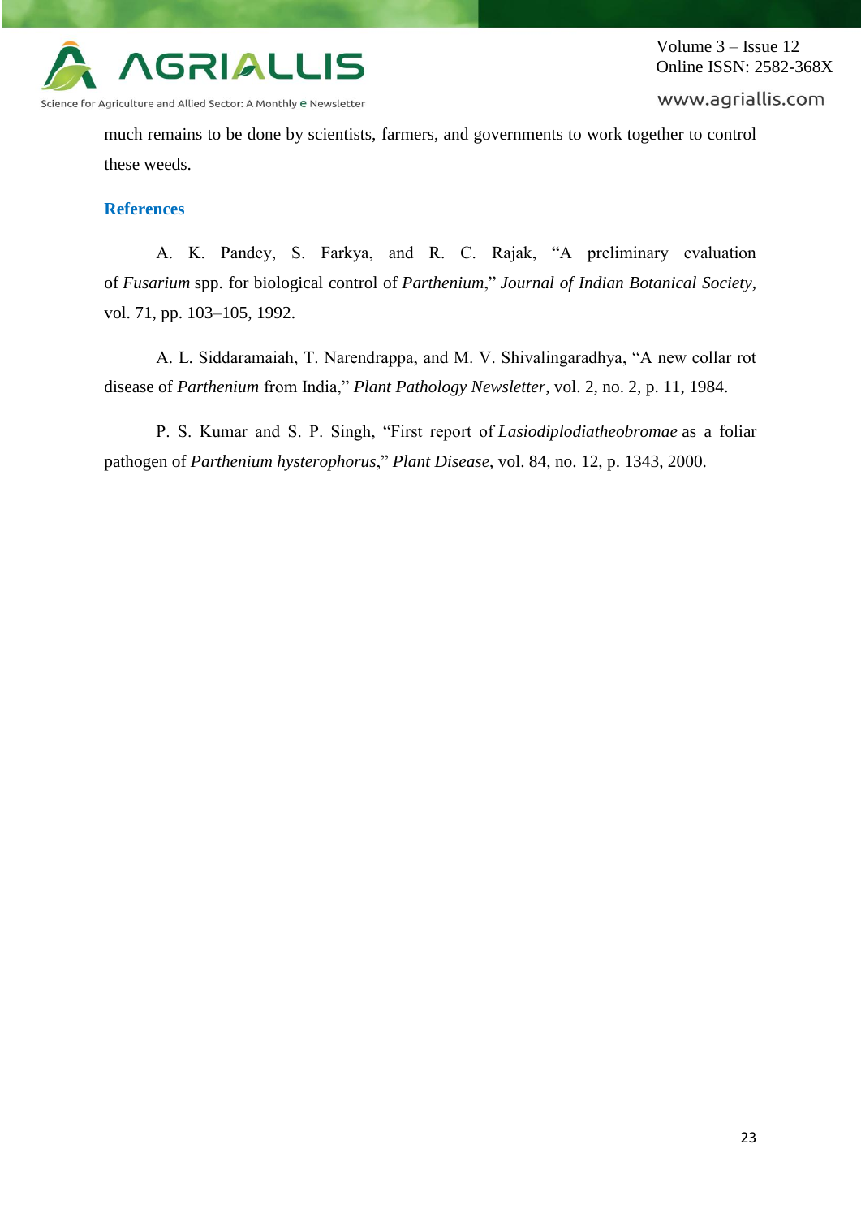much remains to be done by scientists, farmers, and governments to work together to control these weeds.

## References

A. K. Pandey, S. Farkya, and R. C. Rajak, "A preliminary evaluation of *Fusarium* spp. for biological control of *Parthenium*," *Journal of Indian Botanical Society*, vol. 71, pp. 103–105, 1992.

A. L. Siddaramaiah, T. Narendrappa, and M. V. Shivalingaradhya, "A new collar rot disease of *Parthenium* from India," *Plant Pathology Newsletter*, vol. 2, no. 2, p. 11, 1984.

P. S. Kumar and S. P. Singh, "First report of *Lasiodiplodiatheobromae* as a foliar pathogen of *Parthenium hysterophorus*," *Plant Disease*, vol. 84, no. 12, p. 1343, 2000.